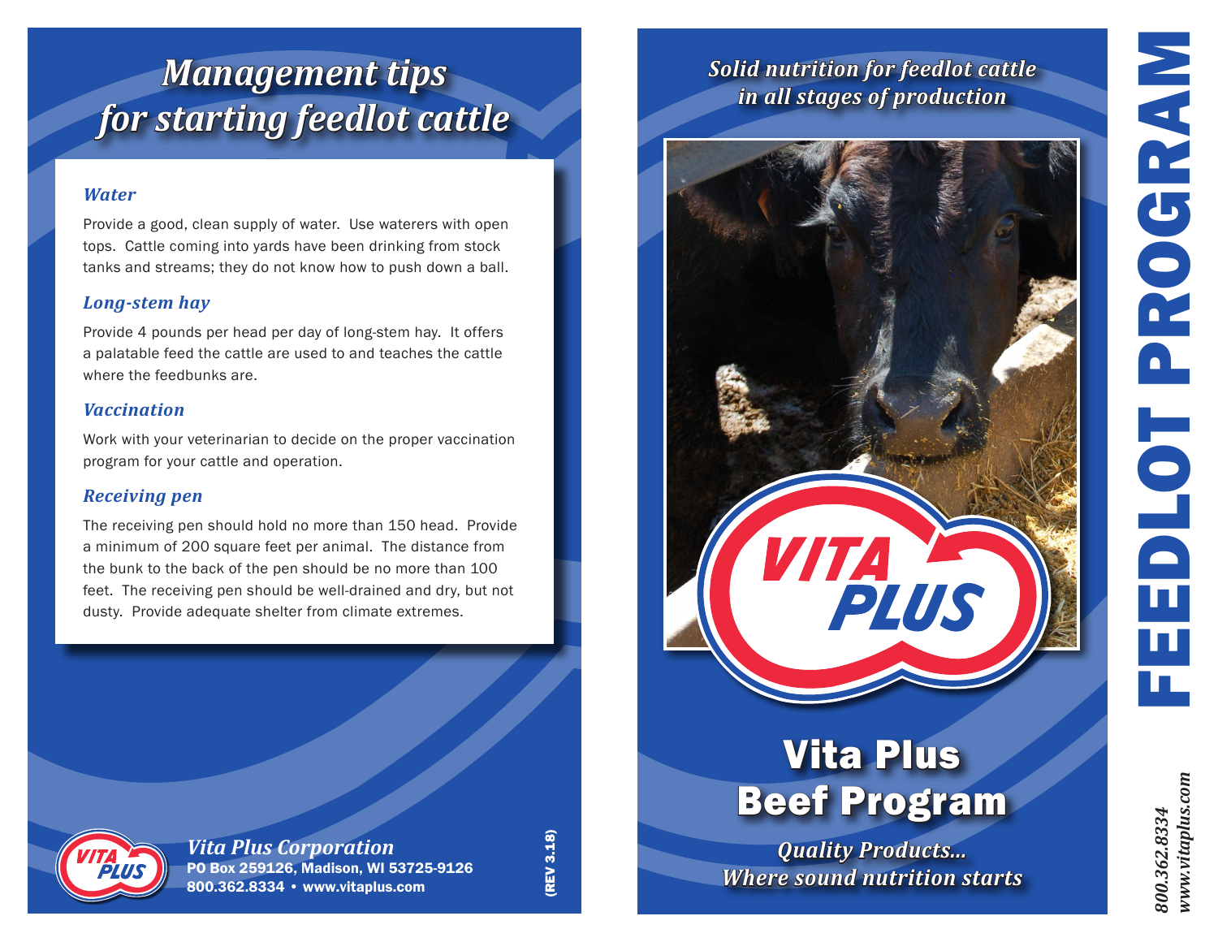# Management tips for starting feedlot cattle

### Water

Provide a good, clean supply of water. Use waterers with open tops. Cattle coming into yards have been drinking from stock tanks and streams; they do not know how to push down a ball.

### Long-stem hay

Provide 4 pounds per head per day of long-stem hay. It offers a palatable feed the cattle are used to and teaches the cattle where the feedbunks are.

### Vaccination

Work with your veterinarian to decide on the proper vaccination program for your cattle and operation.

### Receiving pen

The receiving pen should hold no more than 150 head. Provide a minimum of 200 square feet per animal. The distance from the bunk to the back of the pen should be no more than 100 feet. The receiving pen should be well-drained and dry, but not dusty. Provide adequate shelter from climate extremes.

*Vita Plus Corporation*
**PO Box 259126, Madison, WI 53725-9126**
**800.362.8334 • www.vitaplus.com**

(REV 3.18)

*Solid nutrition for feedlot cattle in all stages of production*

VITA PLUS

# Vita Plus Beef Program

*Quality Products... Where sound nutrition starts*

# FEEDLOT PROGRAM

*800.362.8334*
*www.vitaplus.com*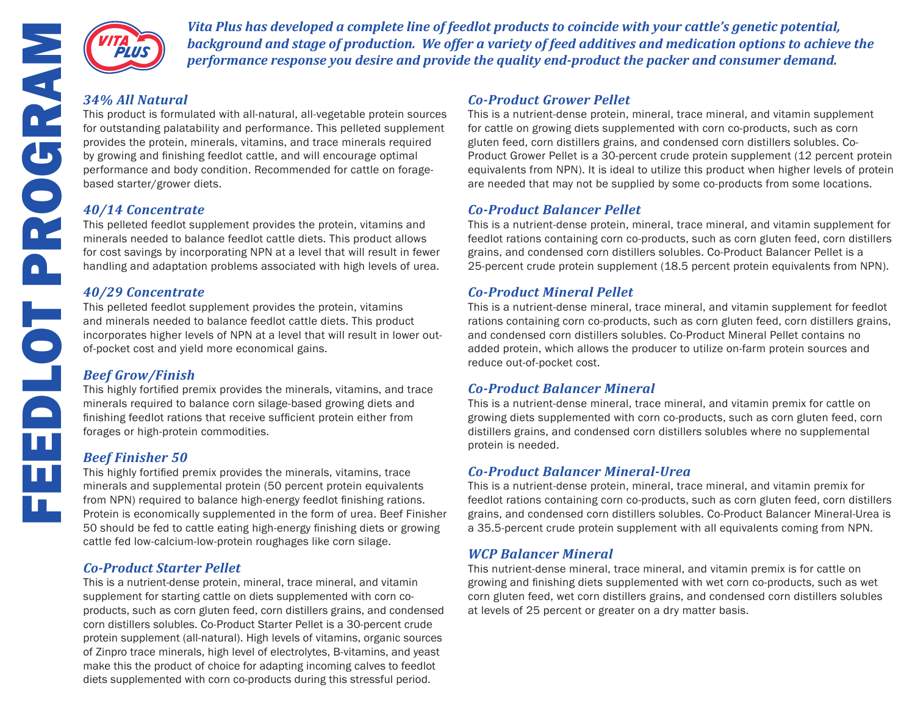# FEEDLOT PROGRAM

VITA PLUS

*Vita Plus has developed a complete line of feedlot products to coincide with your cattle's genetic potential, background and stage of production. We offer a variety of feed additives and medication options to achieve the performance response you desire and provide the quality end-product the packer and consumer demand.*

### *34% All Natural*

This product is formulated with all-natural, all-vegetable protein sources for outstanding palatability and performance. This pelleted supplement provides the protein, minerals, vitamins, and trace minerals required by growing and finishing feedlot cattle, and will encourage optimal performance and body condition. Recommended for cattle on forage-based starter/grower diets.

### *40/14 Concentrate*

This pelleted feedlot supplement provides the protein, vitamins and minerals needed to balance feedlot cattle diets. This product allows for cost savings by incorporating NPN at a level that will result in fewer handling and adaptation problems associated with high levels of urea.

### *40/29 Concentrate*

This pelleted feedlot supplement provides the protein, vitamins and minerals needed to balance feedlot cattle diets. This product incorporates higher levels of NPN at a level that will result in lower out-of-pocket cost and yield more economical gains.

### *Beef Grow/Finish*

This highly fortified premix provides the minerals, vitamins, and trace minerals required to balance corn silage-based growing diets and finishing feedlot rations that receive sufficient protein either from forages or high-protein commodities.

### *Beef Finisher 50*

This highly fortified premix provides the minerals, vitamins, trace minerals and supplemental protein (50 percent protein equivalents from NPN) required to balance high-energy feedlot finishing rations. Protein is economically supplemented in the form of urea. Beef Finisher 50 should be fed to cattle eating high-energy finishing diets or growing cattle fed low-calcium-low-protein roughages like corn silage.

### *Co-Product Starter Pellet*

This is a nutrient-dense protein, mineral, trace mineral, and vitamin supplement for starting cattle on diets supplemented with corn co-products, such as corn gluten feed, corn distillers grains, and condensed corn distillers solubles. Co-Product Starter Pellet is a 30-percent crude protein supplement (all-natural). High levels of vitamins, organic sources of Zinpro trace minerals, high level of electrolytes, B-vitamins, and yeast make this the product of choice for adapting incoming calves to feedlot diets supplemented with corn co-products during this stressful period.

### *Co-Product Grower Pellet*

This is a nutrient-dense protein, mineral, trace mineral, and vitamin supplement for cattle on growing diets supplemented with corn co-products, such as corn gluten feed, corn distillers grains, and condensed corn distillers solubles. Co-Product Grower Pellet is a 30-percent crude protein supplement (12 percent protein equivalents from NPN). It is ideal to utilize this product when higher levels of protein are needed that may not be supplied by some co-products from some locations.

### *Co-Product Balancer Pellet*

This is a nutrient-dense protein, mineral, trace mineral, and vitamin supplement for feedlot rations containing corn co-products, such as corn gluten feed, corn distillers grains, and condensed corn distillers solubles. Co-Product Balancer Pellet is a 25-percent crude protein supplement (18.5 percent protein equivalents from NPN).

### *Co-Product Mineral Pellet*

This is a nutrient-dense mineral, trace mineral, and vitamin supplement for feedlot rations containing corn co-products, such as corn gluten feed, corn distillers grains, and condensed corn distillers solubles. Co-Product Mineral Pellet contains no added protein, which allows the producer to utilize on-farm protein sources and reduce out-of-pocket cost.

### *Co-Product Balancer Mineral*

This is a nutrient-dense mineral, trace mineral, and vitamin premix for cattle on growing diets supplemented with corn co-products, such as corn gluten feed, corn distillers grains, and condensed corn distillers solubles where no supplemental protein is needed.

### *Co-Product Balancer Mineral-Urea*

This is a nutrient-dense protein, mineral, trace mineral, and vitamin premix for feedlot rations containing corn co-products, such as corn gluten feed, corn distillers grains, and condensed corn distillers solubles. Co-Product Balancer Mineral-Urea is a 35.5-percent crude protein supplement with all equivalents coming from NPN.

### *WCP Balancer Mineral*

This nutrient-dense mineral, trace mineral, and vitamin premix is for cattle on growing and finishing diets supplemented with wet corn co-products, such as wet corn gluten feed, wet corn distillers grains, and condensed corn distillers solubles at levels of 25 percent or greater on a dry matter basis.